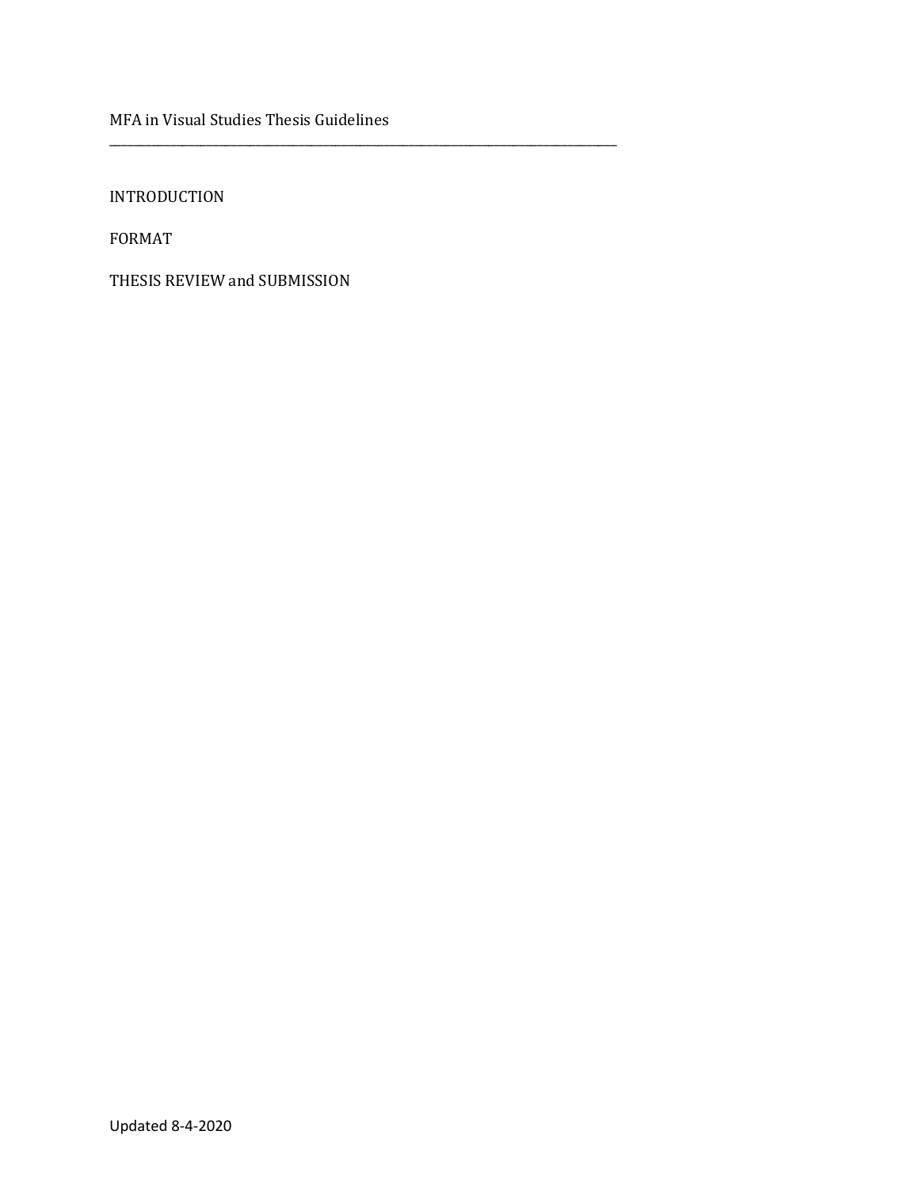# MFA in Visual Studies Thesis Guidelines

---

INTRODUCTION

FORMAT

THESIS REVIEW and SUBMISSION

Updated 8-4-2020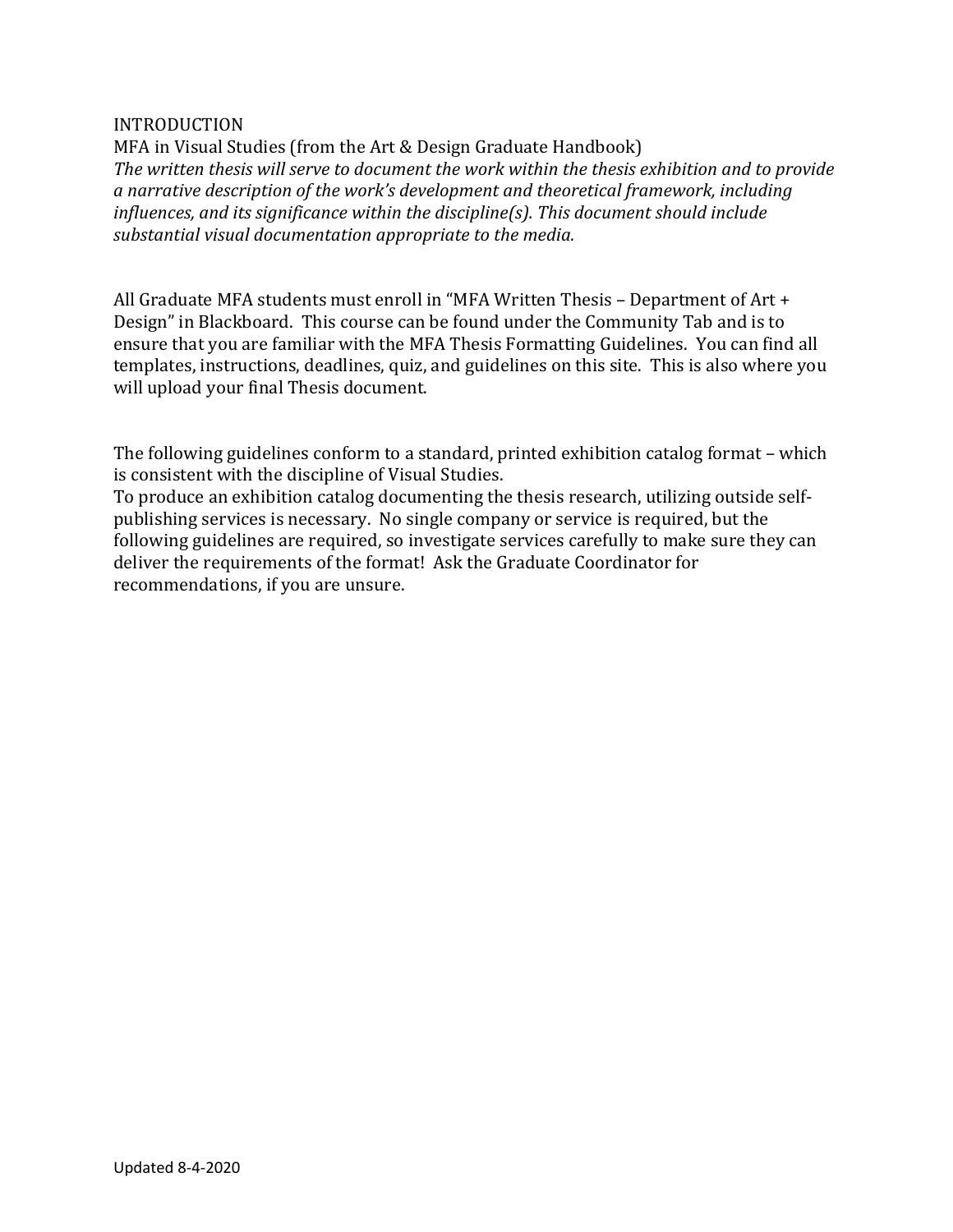# INTRODUCTION

MFA in Visual Studies (from the Art & Design Graduate Handbook)

*The written thesis will serve to document the work within the thesis exhibition and to provide a narrative description of the work's development and theoretical framework, including influences, and its significance within the discipline(s). This document should include substantial visual documentation appropriate to the media.*

All Graduate MFA students must enroll in "MFA Written Thesis – Department of Art + Design" in Blackboard. This course can be found under the Community Tab and is to ensure that you are familiar with the MFA Thesis Formatting Guidelines. You can find all templates, instructions, deadlines, quiz, and guidelines on this site. This is also where you will upload your final Thesis document.

The following guidelines conform to a standard, printed exhibition catalog format – which is consistent with the discipline of Visual Studies.

To produce an exhibition catalog documenting the thesis research, utilizing outside self-publishing services is necessary. No single company or service is required, but the following guidelines are required, so investigate services carefully to make sure they can deliver the requirements of the format! Ask the Graduate Coordinator for recommendations, if you are unsure.

Updated 8-4-2020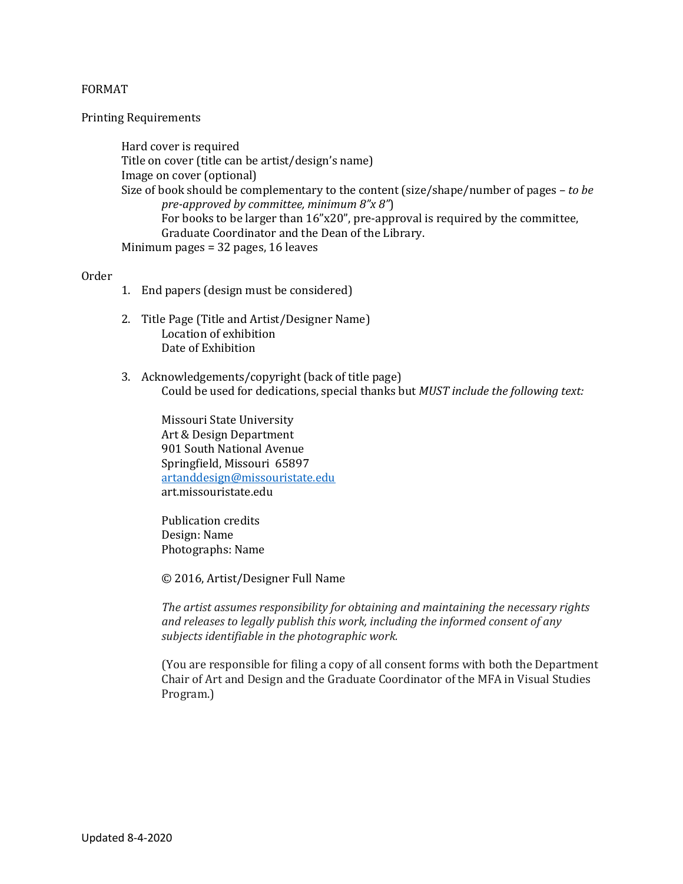FORMAT

Printing Requirements

- Hard cover is required
- Title on cover (title can be artist/design's name)
- Image on cover (optional)
- Size of book should be complementary to the content (size/shape/number of pages – *to be pre-approved by committee, minimum 8"x 8"*)
  - For books to be larger than 16"x20", pre-approval is required by the committee, Graduate Coordinator and the Dean of the Library.
- Minimum pages = 32 pages, 16 leaves

Order

1. End papers (design must be considered)

2. Title Page (Title and Artist/Designer Name)
   Location of exhibition
   Date of Exhibition

3. Acknowledgements/copyright (back of title page)
   Could be used for dedications, special thanks but *MUST include the following text:*

   Missouri State University
   Art & Design Department
   901 South National Avenue
   Springfield, Missouri 65897
   artanddesign@missouristate.edu
   art.missouristate.edu

   Publication credits
   Design: Name
   Photographs: Name

   © 2016, Artist/Designer Full Name

   *The artist assumes responsibility for obtaining and maintaining the necessary rights and releases to legally publish this work, including the informed consent of any subjects identifiable in the photographic work.*

   (You are responsible for filing a copy of all consent forms with both the Department Chair of Art and Design and the Graduate Coordinator of the MFA in Visual Studies Program.)

Updated 8-4-2020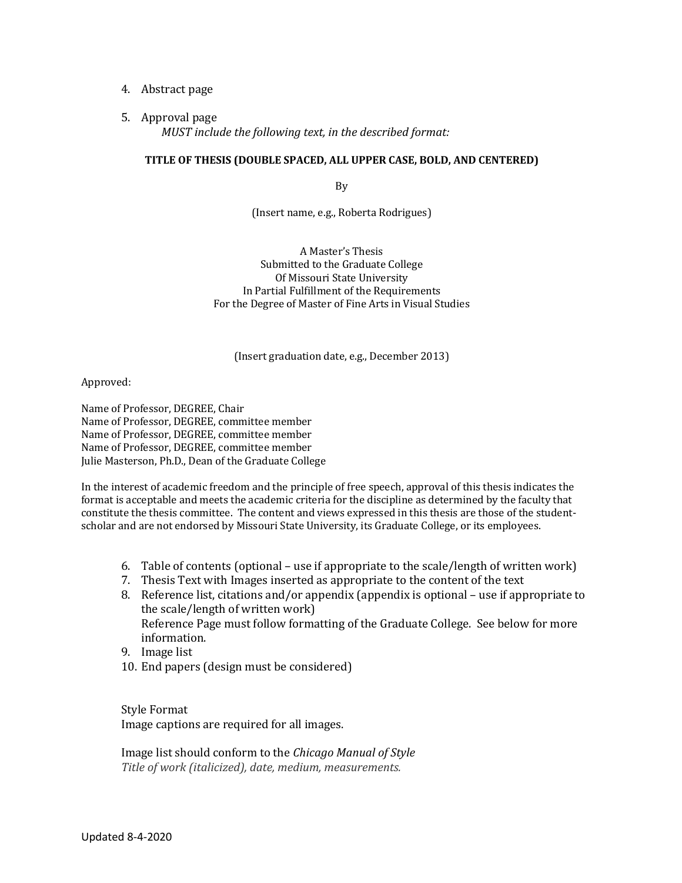4. Abstract page

5. Approval page
   *MUST include the following text, in the described format:*

**TITLE OF THESIS (DOUBLE SPACED, ALL UPPER CASE, BOLD, AND CENTERED)**

By

(Insert name, e.g., Roberta Rodrigues)

A Master's Thesis
Submitted to the Graduate College
Of Missouri State University
In Partial Fulfillment of the Requirements
For the Degree of Master of Fine Arts in Visual Studies

(Insert graduation date, e.g., December 2013)

Approved:

Name of Professor, DEGREE, Chair
Name of Professor, DEGREE, committee member
Name of Professor, DEGREE, committee member
Name of Professor, DEGREE, committee member
Julie Masterson, Ph.D., Dean of the Graduate College

In the interest of academic freedom and the principle of free speech, approval of this thesis indicates the format is acceptable and meets the academic criteria for the discipline as determined by the faculty that constitute the thesis committee. The content and views expressed in this thesis are those of the student-scholar and are not endorsed by Missouri State University, its Graduate College, or its employees.

6. Table of contents (optional – use if appropriate to the scale/length of written work)
7. Thesis Text with Images inserted as appropriate to the content of the text
8. Reference list, citations and/or appendix (appendix is optional – use if appropriate to the scale/length of written work)
   Reference Page must follow formatting of the Graduate College. See below for more information.
9. Image list
10. End papers (design must be considered)

Style Format
Image captions are required for all images.

Image list should conform to the *Chicago Manual of Style*
*Title of work (italicized), date, medium, measurements.*

Updated 8-4-2020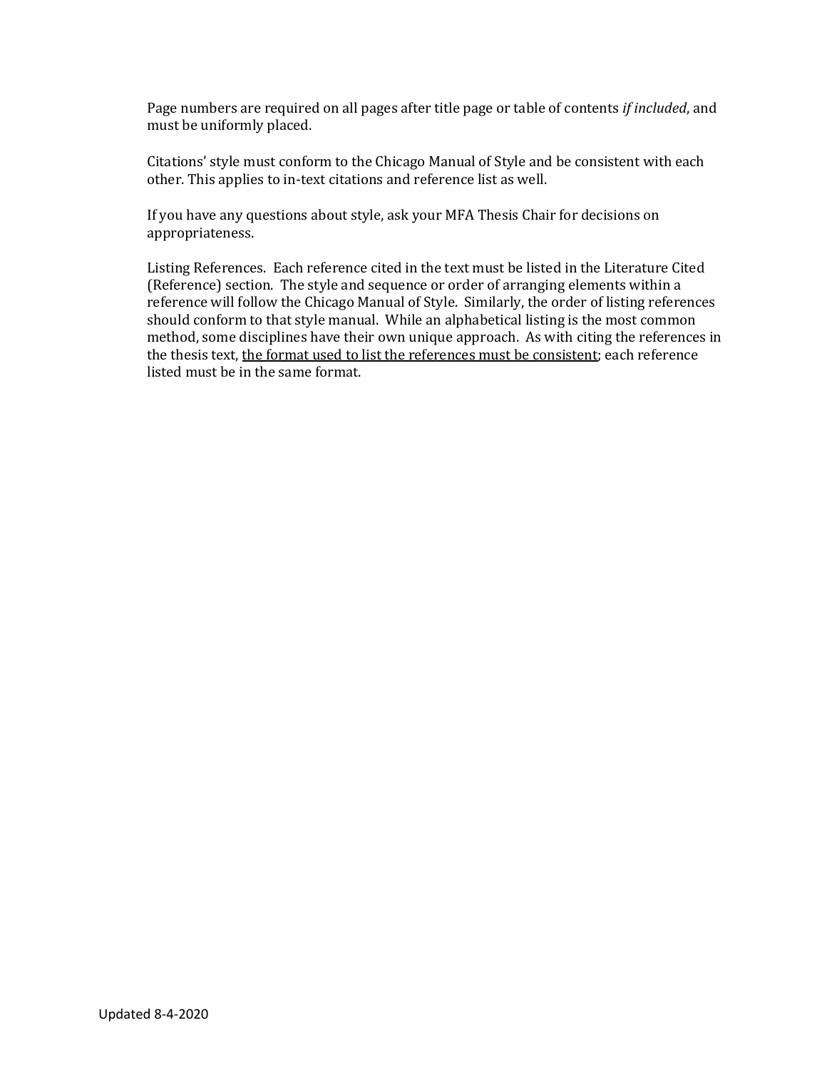Page numbers are required on all pages after title page or table of contents *if included*, and must be uniformly placed.

Citations' style must conform to the Chicago Manual of Style and be consistent with each other. This applies to in-text citations and reference list as well.

If you have any questions about style, ask your MFA Thesis Chair for decisions on appropriateness.

Listing References. Each reference cited in the text must be listed in the Literature Cited (Reference) section. The style and sequence or order of arranging elements within a reference will follow the Chicago Manual of Style. Similarly, the order of listing references should conform to that style manual. While an alphabetical listing is the most common method, some disciplines have their own unique approach. As with citing the references in the thesis text, <u>the format used to list the references must be consistent</u>; each reference listed must be in the same format.

Updated 8-4-2020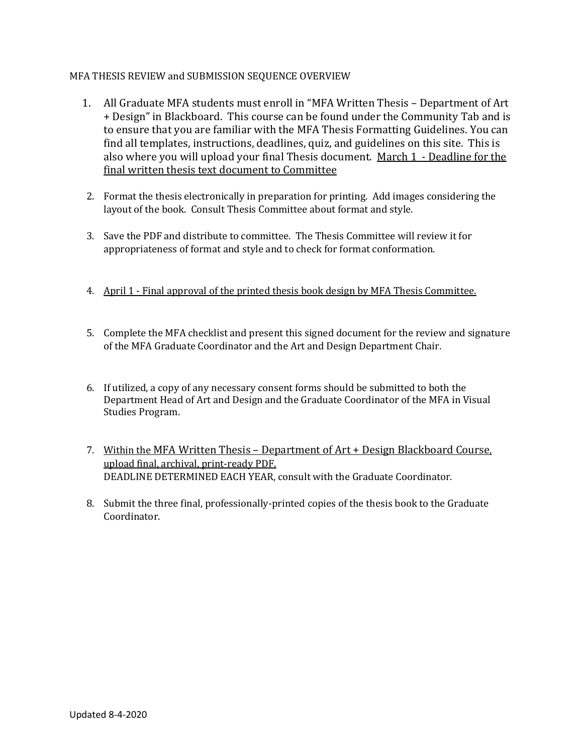MFA THESIS REVIEW and SUBMISSION SEQUENCE OVERVIEW

1. All Graduate MFA students must enroll in "MFA Written Thesis – Department of Art + Design" in Blackboard. This course can be found under the Community Tab and is to ensure that you are familiar with the MFA Thesis Formatting Guidelines. You can find all templates, instructions, deadlines, quiz, and guidelines on this site. This is also where you will upload your final Thesis document. <u>March 1 - Deadline for the final written thesis text document to Committee</u>

2. Format the thesis electronically in preparation for printing. Add images considering the layout of the book. Consult Thesis Committee about format and style.

3. Save the PDF and distribute to committee. The Thesis Committee will review it for appropriateness of format and style and to check for format conformation.

4. <u>April 1 - Final approval of the printed thesis book design by MFA Thesis Committee.</u>

5. Complete the MFA checklist and present this signed document for the review and signature of the MFA Graduate Coordinator and the Art and Design Department Chair.

6. If utilized, a copy of any necessary consent forms should be submitted to both the Department Head of Art and Design and the Graduate Coordinator of the MFA in Visual Studies Program.

7. <u>Within the MFA Written Thesis – Department of Art + Design Blackboard Course, upload final, archival, print-ready PDF.</u>
   DEADLINE DETERMINED EACH YEAR, consult with the Graduate Coordinator.

8. Submit the three final, professionally-printed copies of the thesis book to the Graduate Coordinator.

Updated 8-4-2020